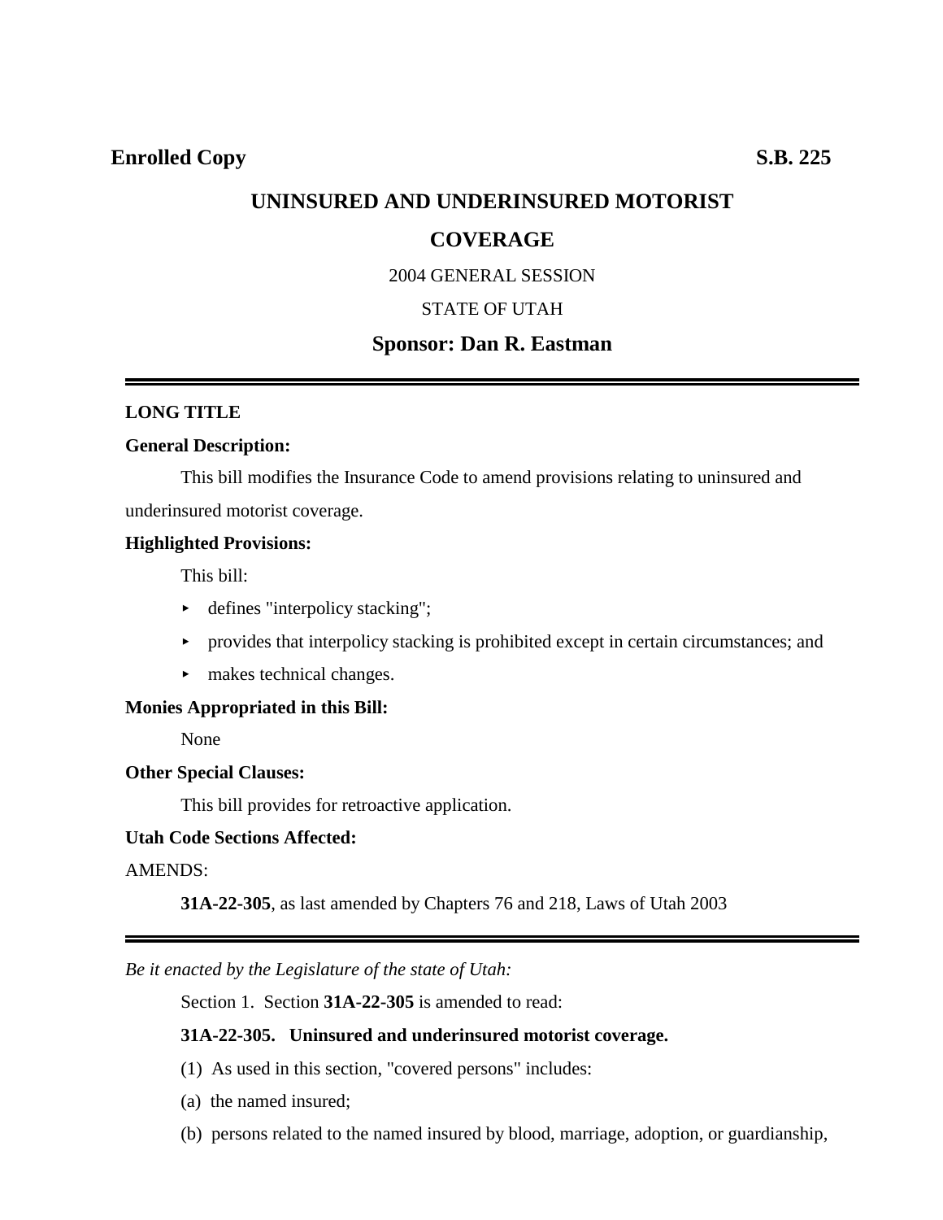**Enrolled Copy** **S.B. 225**

# UNINSURED AND UNDERINSURED MOTORIST COVERAGE

2004 GENERAL SESSION

STATE OF UTAH

## Sponsor: Dan R. Eastman

---

**LONG TITLE**

**General Description:**

This bill modifies the Insurance Code to amend provisions relating to uninsured and underinsured motorist coverage.

**Highlighted Provisions:**

This bill:

- defines "interpolicy stacking";
- provides that interpolicy stacking is prohibited except in certain circumstances; and
- makes technical changes.

**Monies Appropriated in this Bill:**

None

**Other Special Clauses:**

This bill provides for retroactive application.

**Utah Code Sections Affected:**

AMENDS:

**31A-22-305**, as last amended by Chapters 76 and 218, Laws of Utah 2003

---

*Be it enacted by the Legislature of the state of Utah:*

Section 1. Section **31A-22-305** is amended to read:

**31A-22-305. Uninsured and underinsured motorist coverage.**

(1) As used in this section, "covered persons" includes:

(a) the named insured;

(b) persons related to the named insured by blood, marriage, adoption, or guardianship,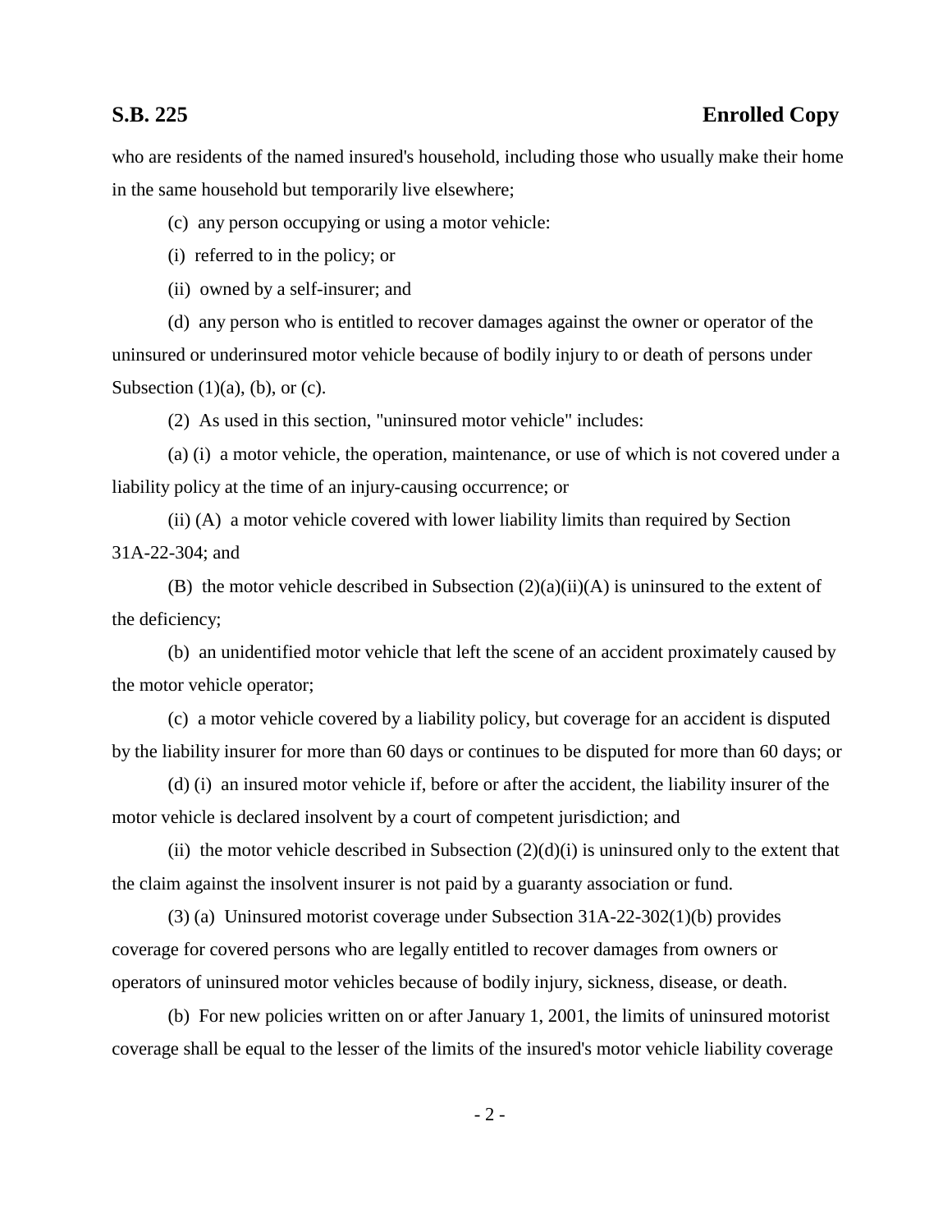who are residents of the named insured's household, including those who usually make their home in the same household but temporarily live elsewhere;

(c) any person occupying or using a motor vehicle:

(i) referred to in the policy; or

(ii) owned by a self-insurer; and

(d) any person who is entitled to recover damages against the owner or operator of the uninsured or underinsured motor vehicle because of bodily injury to or death of persons under Subsection (1)(a), (b), or (c).

(2) As used in this section, "uninsured motor vehicle" includes:

(a) (i) a motor vehicle, the operation, maintenance, or use of which is not covered under a liability policy at the time of an injury-causing occurrence; or

(ii) (A) a motor vehicle covered with lower liability limits than required by Section 31A-22-304; and

(B) the motor vehicle described in Subsection (2)(a)(ii)(A) is uninsured to the extent of the deficiency;

(b) an unidentified motor vehicle that left the scene of an accident proximately caused by the motor vehicle operator;

(c) a motor vehicle covered by a liability policy, but coverage for an accident is disputed by the liability insurer for more than 60 days or continues to be disputed for more than 60 days; or

(d) (i) an insured motor vehicle if, before or after the accident, the liability insurer of the motor vehicle is declared insolvent by a court of competent jurisdiction; and

(ii) the motor vehicle described in Subsection (2)(d)(i) is uninsured only to the extent that the claim against the insolvent insurer is not paid by a guaranty association or fund.

(3) (a) Uninsured motorist coverage under Subsection 31A-22-302(1)(b) provides coverage for covered persons who are legally entitled to recover damages from owners or operators of uninsured motor vehicles because of bodily injury, sickness, disease, or death.

(b) For new policies written on or after January 1, 2001, the limits of uninsured motorist coverage shall be equal to the lesser of the limits of the insured's motor vehicle liability coverage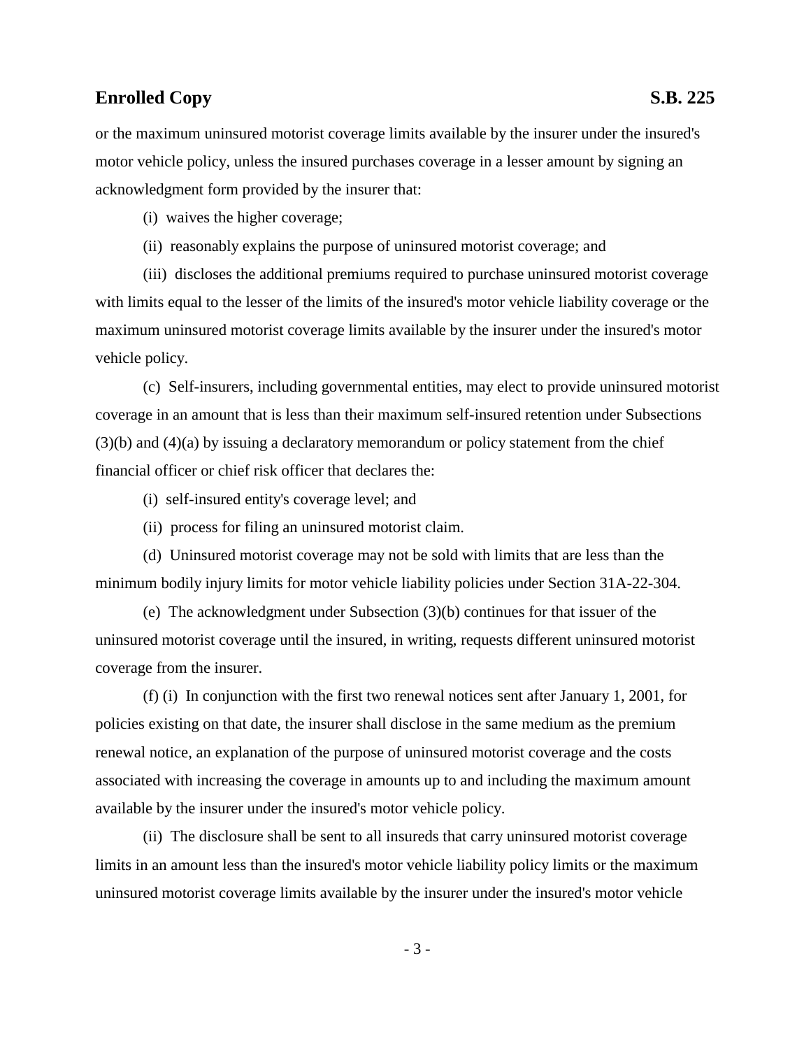or the maximum uninsured motorist coverage limits available by the insurer under the insured's motor vehicle policy, unless the insured purchases coverage in a lesser amount by signing an acknowledgment form provided by the insurer that:

(i) waives the higher coverage;

(ii) reasonably explains the purpose of uninsured motorist coverage; and

(iii) discloses the additional premiums required to purchase uninsured motorist coverage with limits equal to the lesser of the limits of the insured's motor vehicle liability coverage or the maximum uninsured motorist coverage limits available by the insurer under the insured's motor vehicle policy.

(c) Self-insurers, including governmental entities, may elect to provide uninsured motorist coverage in an amount that is less than their maximum self-insured retention under Subsections (3)(b) and (4)(a) by issuing a declaratory memorandum or policy statement from the chief financial officer or chief risk officer that declares the:

(i) self-insured entity's coverage level; and

(ii) process for filing an uninsured motorist claim.

(d) Uninsured motorist coverage may not be sold with limits that are less than the minimum bodily injury limits for motor vehicle liability policies under Section 31A-22-304.

(e) The acknowledgment under Subsection (3)(b) continues for that issuer of the uninsured motorist coverage until the insured, in writing, requests different uninsured motorist coverage from the insurer.

(f) (i) In conjunction with the first two renewal notices sent after January 1, 2001, for policies existing on that date, the insurer shall disclose in the same medium as the premium renewal notice, an explanation of the purpose of uninsured motorist coverage and the costs associated with increasing the coverage in amounts up to and including the maximum amount available by the insurer under the insured's motor vehicle policy.

(ii) The disclosure shall be sent to all insureds that carry uninsured motorist coverage limits in an amount less than the insured's motor vehicle liability policy limits or the maximum uninsured motorist coverage limits available by the insurer under the insured's motor vehicle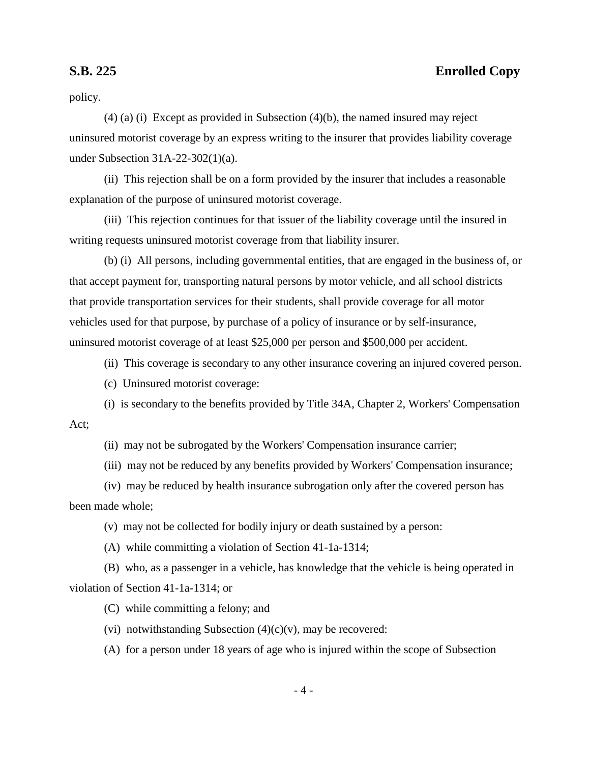policy.

(4) (a) (i) Except as provided in Subsection (4)(b), the named insured may reject uninsured motorist coverage by an express writing to the insurer that provides liability coverage under Subsection 31A-22-302(1)(a).

(ii) This rejection shall be on a form provided by the insurer that includes a reasonable explanation of the purpose of uninsured motorist coverage.

(iii) This rejection continues for that issuer of the liability coverage until the insured in writing requests uninsured motorist coverage from that liability insurer.

(b) (i) All persons, including governmental entities, that are engaged in the business of, or that accept payment for, transporting natural persons by motor vehicle, and all school districts that provide transportation services for their students, shall provide coverage for all motor vehicles used for that purpose, by purchase of a policy of insurance or by self-insurance, uninsured motorist coverage of at least $25,000 per person and $500,000 per accident.

(ii) This coverage is secondary to any other insurance covering an injured covered person.

(c) Uninsured motorist coverage:

(i) is secondary to the benefits provided by Title 34A, Chapter 2, Workers' Compensation Act;

(ii) may not be subrogated by the Workers' Compensation insurance carrier;

(iii) may not be reduced by any benefits provided by Workers' Compensation insurance;

(iv) may be reduced by health insurance subrogation only after the covered person has been made whole;

(v) may not be collected for bodily injury or death sustained by a person:

(A) while committing a violation of Section 41-1a-1314;

(B) who, as a passenger in a vehicle, has knowledge that the vehicle is being operated in violation of Section 41-1a-1314; or

(C) while committing a felony; and

(vi) notwithstanding Subsection (4)(c)(v), may be recovered:

(A) for a person under 18 years of age who is injured within the scope of Subsection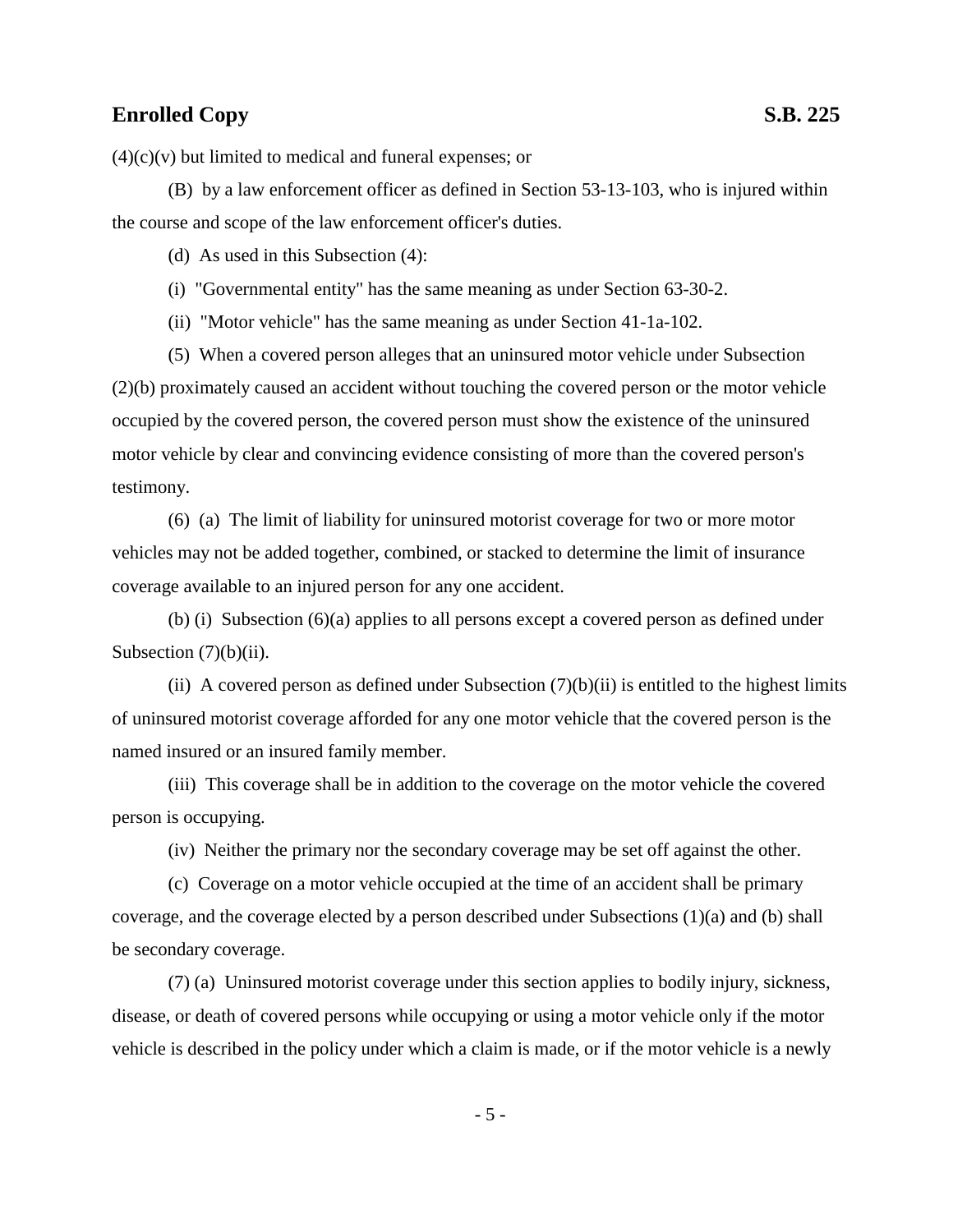(4)(c)(v) but limited to medical and funeral expenses; or

(B) by a law enforcement officer as defined in Section 53-13-103, who is injured within the course and scope of the law enforcement officer's duties.

(d) As used in this Subsection (4):

(i) "Governmental entity" has the same meaning as under Section 63-30-2.

(ii) "Motor vehicle" has the same meaning as under Section 41-1a-102.

(5) When a covered person alleges that an uninsured motor vehicle under Subsection (2)(b) proximately caused an accident without touching the covered person or the motor vehicle occupied by the covered person, the covered person must show the existence of the uninsured motor vehicle by clear and convincing evidence consisting of more than the covered person's testimony.

(6) (a) The limit of liability for uninsured motorist coverage for two or more motor vehicles may not be added together, combined, or stacked to determine the limit of insurance coverage available to an injured person for any one accident.

(b) (i) Subsection (6)(a) applies to all persons except a covered person as defined under Subsection (7)(b)(ii).

(ii) A covered person as defined under Subsection (7)(b)(ii) is entitled to the highest limits of uninsured motorist coverage afforded for any one motor vehicle that the covered person is the named insured or an insured family member.

(iii) This coverage shall be in addition to the coverage on the motor vehicle the covered person is occupying.

(iv) Neither the primary nor the secondary coverage may be set off against the other.

(c) Coverage on a motor vehicle occupied at the time of an accident shall be primary coverage, and the coverage elected by a person described under Subsections (1)(a) and (b) shall be secondary coverage.

(7) (a) Uninsured motorist coverage under this section applies to bodily injury, sickness, disease, or death of covered persons while occupying or using a motor vehicle only if the motor vehicle is described in the policy under which a claim is made, or if the motor vehicle is a newly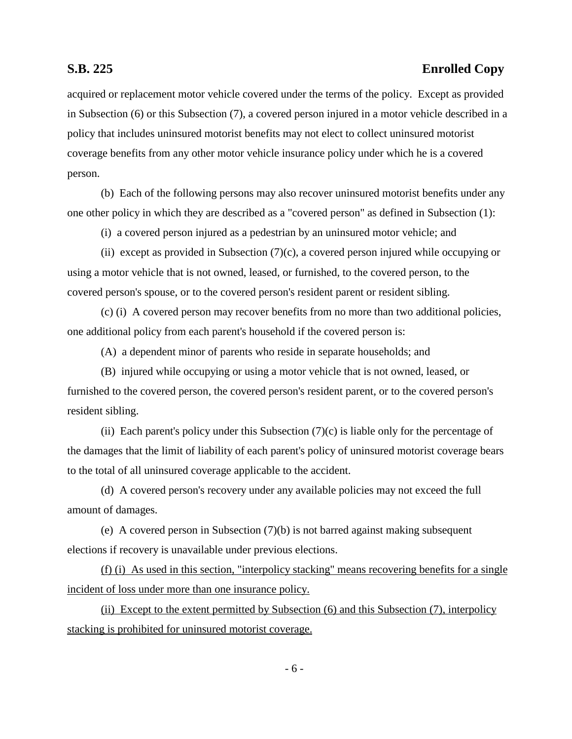acquired or replacement motor vehicle covered under the terms of the policy. Except as provided in Subsection (6) or this Subsection (7), a covered person injured in a motor vehicle described in a policy that includes uninsured motorist benefits may not elect to collect uninsured motorist coverage benefits from any other motor vehicle insurance policy under which he is a covered person.

(b) Each of the following persons may also recover uninsured motorist benefits under any one other policy in which they are described as a "covered person" as defined in Subsection (1):

(i) a covered person injured as a pedestrian by an uninsured motor vehicle; and

(ii) except as provided in Subsection (7)(c), a covered person injured while occupying or using a motor vehicle that is not owned, leased, or furnished, to the covered person, to the covered person's spouse, or to the covered person's resident parent or resident sibling.

(c) (i) A covered person may recover benefits from no more than two additional policies, one additional policy from each parent's household if the covered person is:

(A) a dependent minor of parents who reside in separate households; and

(B) injured while occupying or using a motor vehicle that is not owned, leased, or furnished to the covered person, the covered person's resident parent, or to the covered person's resident sibling.

(ii) Each parent's policy under this Subsection (7)(c) is liable only for the percentage of the damages that the limit of liability of each parent's policy of uninsured motorist coverage bears to the total of all uninsured coverage applicable to the accident.

(d) A covered person's recovery under any available policies may not exceed the full amount of damages.

(e) A covered person in Subsection (7)(b) is not barred against making subsequent elections if recovery is unavailable under previous elections.

<u>(f) (i) As used in this section, "interpolicy stacking" means recovering benefits for a single incident of loss under more than one insurance policy.</u>

<u>(ii) Except to the extent permitted by Subsection (6) and this Subsection (7), interpolicy stacking is prohibited for uninsured motorist coverage.</u>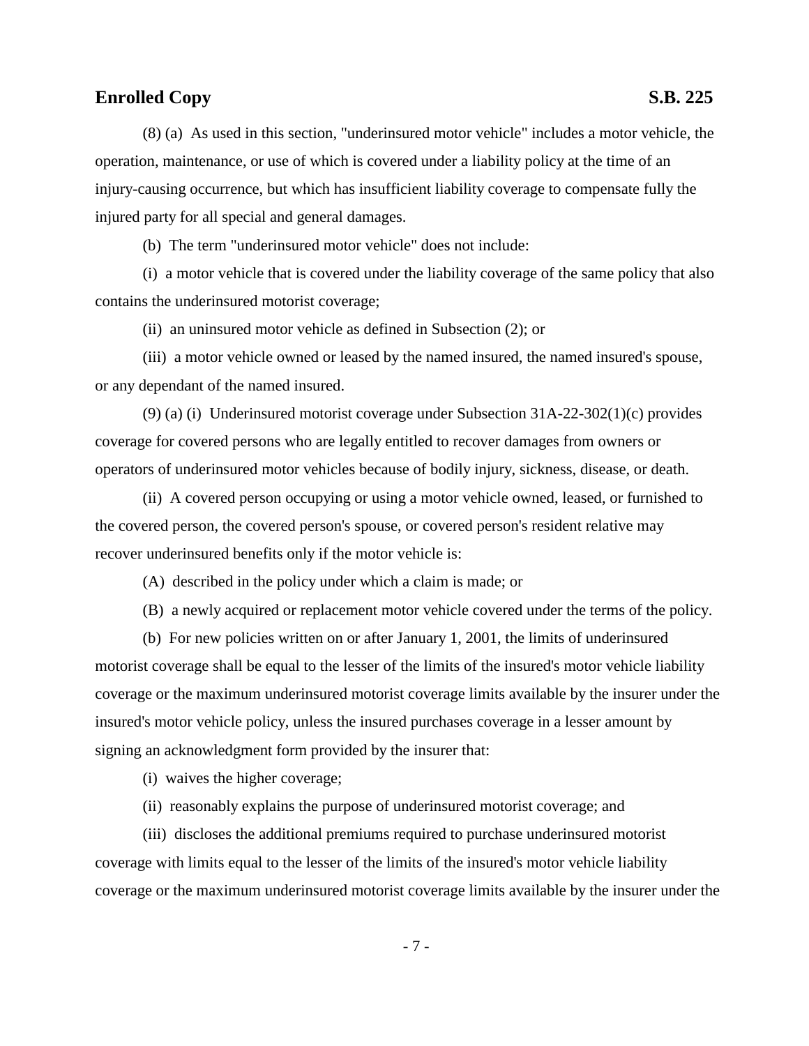(8) (a) As used in this section, "underinsured motor vehicle" includes a motor vehicle, the operation, maintenance, or use of which is covered under a liability policy at the time of an injury-causing occurrence, but which has insufficient liability coverage to compensate fully the injured party for all special and general damages.

(b) The term "underinsured motor vehicle" does not include:

(i) a motor vehicle that is covered under the liability coverage of the same policy that also contains the underinsured motorist coverage;

(ii) an uninsured motor vehicle as defined in Subsection (2); or

(iii) a motor vehicle owned or leased by the named insured, the named insured's spouse, or any dependant of the named insured.

(9) (a) (i) Underinsured motorist coverage under Subsection 31A-22-302(1)(c) provides coverage for covered persons who are legally entitled to recover damages from owners or operators of underinsured motor vehicles because of bodily injury, sickness, disease, or death.

(ii) A covered person occupying or using a motor vehicle owned, leased, or furnished to the covered person, the covered person's spouse, or covered person's resident relative may recover underinsured benefits only if the motor vehicle is:

(A) described in the policy under which a claim is made; or

(B) a newly acquired or replacement motor vehicle covered under the terms of the policy.

(b) For new policies written on or after January 1, 2001, the limits of underinsured motorist coverage shall be equal to the lesser of the limits of the insured's motor vehicle liability coverage or the maximum underinsured motorist coverage limits available by the insurer under the insured's motor vehicle policy, unless the insured purchases coverage in a lesser amount by signing an acknowledgment form provided by the insurer that:

(i) waives the higher coverage;

(ii) reasonably explains the purpose of underinsured motorist coverage; and

(iii) discloses the additional premiums required to purchase underinsured motorist coverage with limits equal to the lesser of the limits of the insured's motor vehicle liability coverage or the maximum underinsured motorist coverage limits available by the insurer under the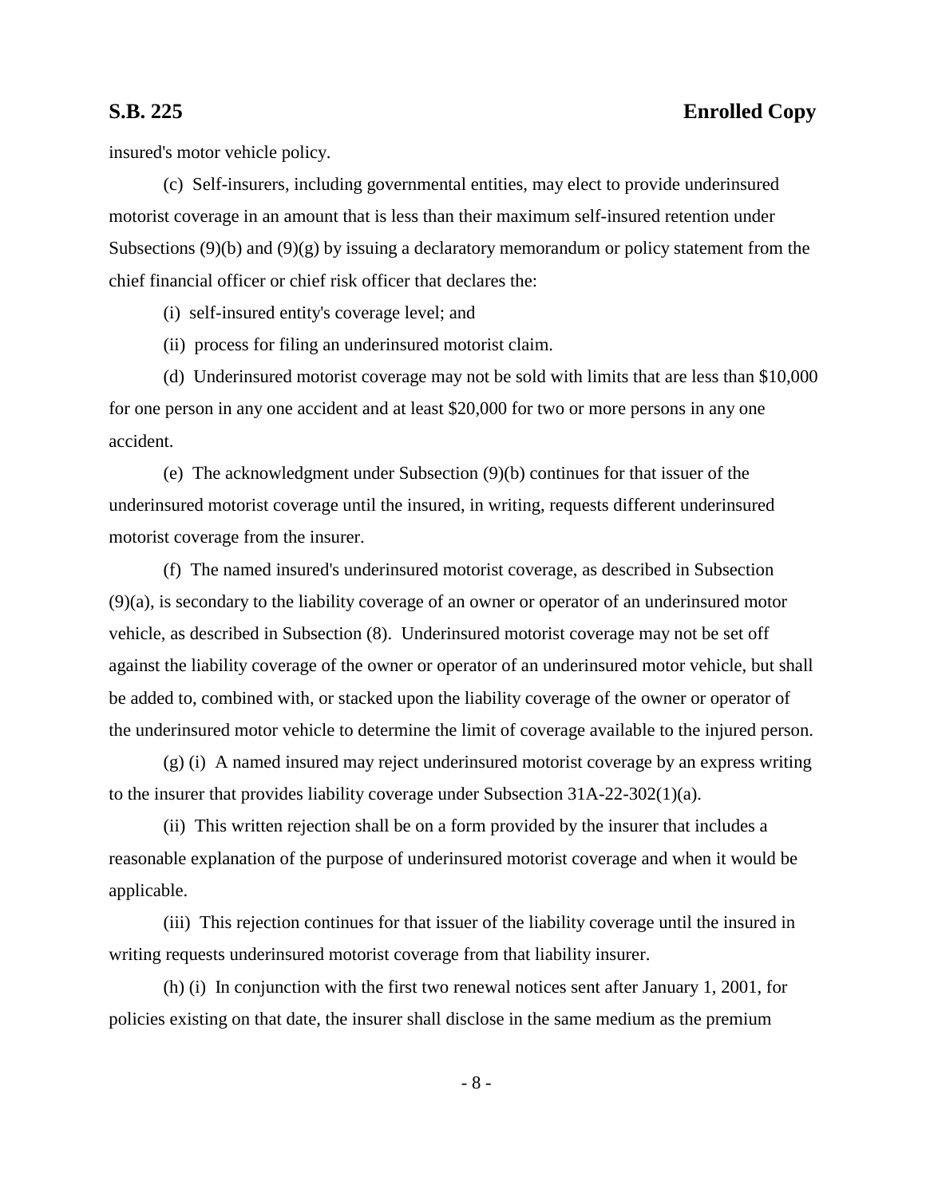insured's motor vehicle policy.

(c) Self-insurers, including governmental entities, may elect to provide underinsured motorist coverage in an amount that is less than their maximum self-insured retention under Subsections (9)(b) and (9)(g) by issuing a declaratory memorandum or policy statement from the chief financial officer or chief risk officer that declares the:

(i) self-insured entity's coverage level; and

(ii) process for filing an underinsured motorist claim.

(d) Underinsured motorist coverage may not be sold with limits that are less than $10,000 for one person in any one accident and at least $20,000 for two or more persons in any one accident.

(e) The acknowledgment under Subsection (9)(b) continues for that issuer of the underinsured motorist coverage until the insured, in writing, requests different underinsured motorist coverage from the insurer.

(f) The named insured's underinsured motorist coverage, as described in Subsection (9)(a), is secondary to the liability coverage of an owner or operator of an underinsured motor vehicle, as described in Subsection (8). Underinsured motorist coverage may not be set off against the liability coverage of the owner or operator of an underinsured motor vehicle, but shall be added to, combined with, or stacked upon the liability coverage of the owner or operator of the underinsured motor vehicle to determine the limit of coverage available to the injured person.

(g) (i) A named insured may reject underinsured motorist coverage by an express writing to the insurer that provides liability coverage under Subsection 31A-22-302(1)(a).

(ii) This written rejection shall be on a form provided by the insurer that includes a reasonable explanation of the purpose of underinsured motorist coverage and when it would be applicable.

(iii) This rejection continues for that issuer of the liability coverage until the insured in writing requests underinsured motorist coverage from that liability insurer.

(h) (i) In conjunction with the first two renewal notices sent after January 1, 2001, for policies existing on that date, the insurer shall disclose in the same medium as the premium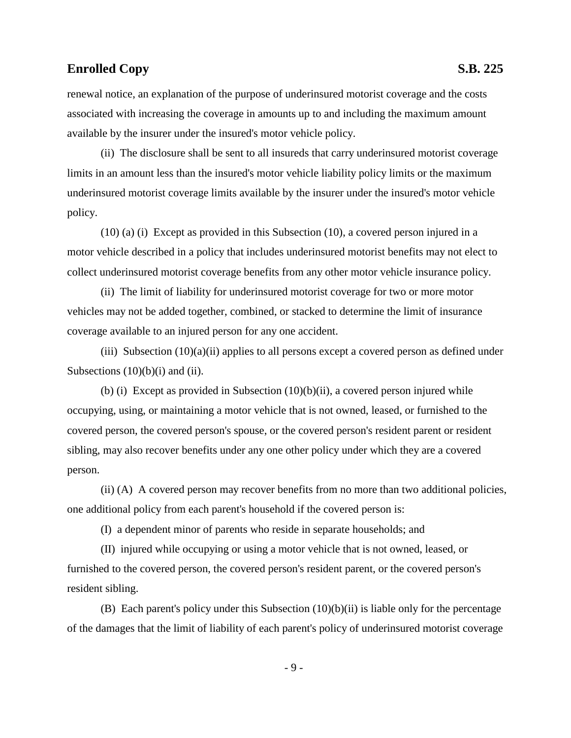renewal notice, an explanation of the purpose of underinsured motorist coverage and the costs associated with increasing the coverage in amounts up to and including the maximum amount available by the insurer under the insured's motor vehicle policy.

(ii) The disclosure shall be sent to all insureds that carry underinsured motorist coverage limits in an amount less than the insured's motor vehicle liability policy limits or the maximum underinsured motorist coverage limits available by the insurer under the insured's motor vehicle policy.

(10) (a) (i) Except as provided in this Subsection (10), a covered person injured in a motor vehicle described in a policy that includes underinsured motorist benefits may not elect to collect underinsured motorist coverage benefits from any other motor vehicle insurance policy.

(ii) The limit of liability for underinsured motorist coverage for two or more motor vehicles may not be added together, combined, or stacked to determine the limit of insurance coverage available to an injured person for any one accident.

(iii) Subsection (10)(a)(ii) applies to all persons except a covered person as defined under Subsections (10)(b)(i) and (ii).

(b) (i) Except as provided in Subsection (10)(b)(ii), a covered person injured while occupying, using, or maintaining a motor vehicle that is not owned, leased, or furnished to the covered person, the covered person's spouse, or the covered person's resident parent or resident sibling, may also recover benefits under any one other policy under which they are a covered person.

(ii) (A) A covered person may recover benefits from no more than two additional policies, one additional policy from each parent's household if the covered person is:

(I) a dependent minor of parents who reside in separate households; and

(II) injured while occupying or using a motor vehicle that is not owned, leased, or furnished to the covered person, the covered person's resident parent, or the covered person's resident sibling.

(B) Each parent's policy under this Subsection (10)(b)(ii) is liable only for the percentage of the damages that the limit of liability of each parent's policy of underinsured motorist coverage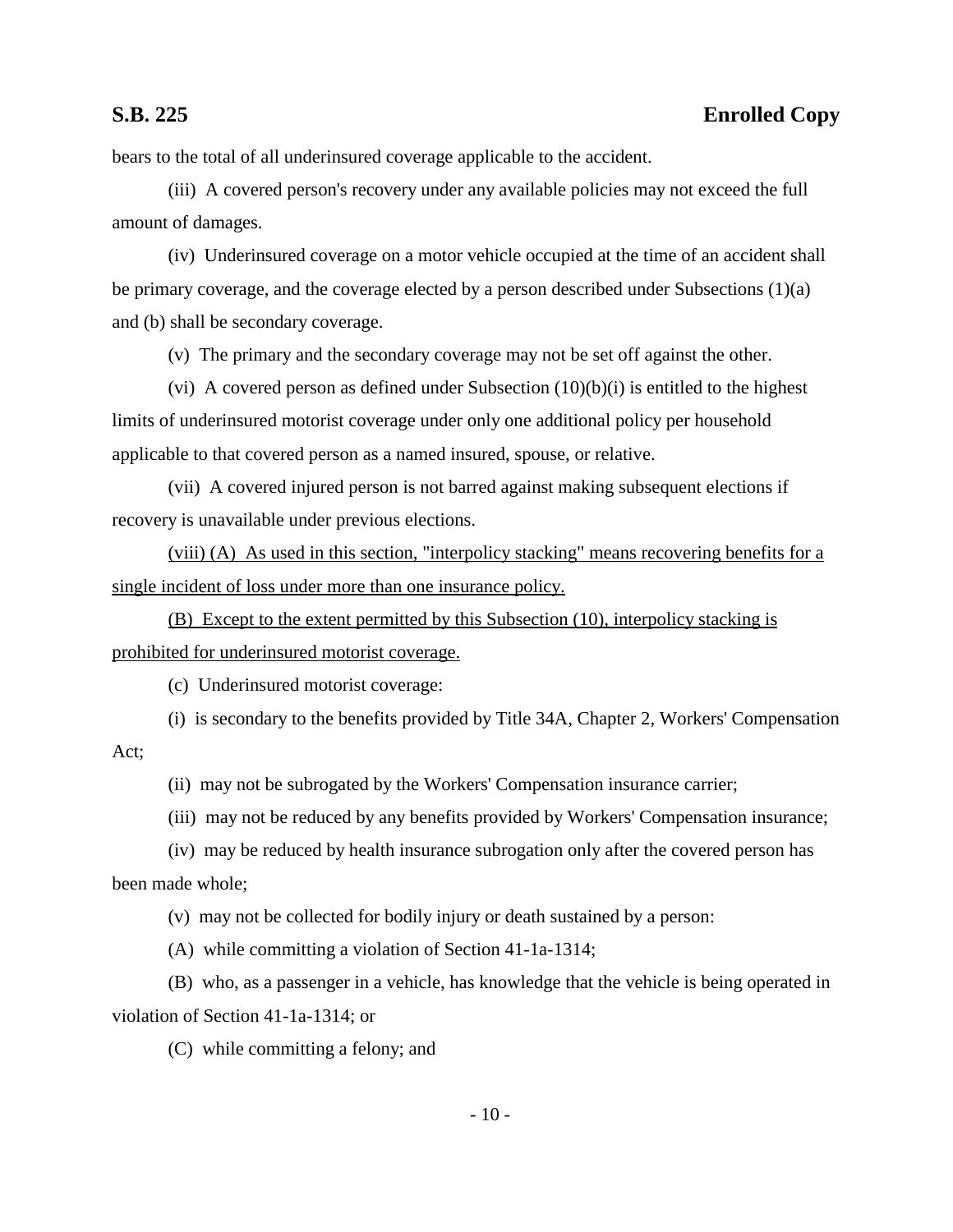bears to the total of all underinsured coverage applicable to the accident.

(iii) A covered person's recovery under any available policies may not exceed the full amount of damages.

(iv) Underinsured coverage on a motor vehicle occupied at the time of an accident shall be primary coverage, and the coverage elected by a person described under Subsections (1)(a) and (b) shall be secondary coverage.

(v) The primary and the secondary coverage may not be set off against the other.

(vi) A covered person as defined under Subsection (10)(b)(i) is entitled to the highest limits of underinsured motorist coverage under only one additional policy per household applicable to that covered person as a named insured, spouse, or relative.

(vii) A covered injured person is not barred against making subsequent elections if recovery is unavailable under previous elections.

<u>(viii) (A) As used in this section, "interpolicy stacking" means recovering benefits for a single incident of loss under more than one insurance policy.</u>

<u>(B) Except to the extent permitted by this Subsection (10), interpolicy stacking is prohibited for underinsured motorist coverage.</u>

(c) Underinsured motorist coverage:

(i) is secondary to the benefits provided by Title 34A, Chapter 2, Workers' Compensation Act;

(ii) may not be subrogated by the Workers' Compensation insurance carrier;

(iii) may not be reduced by any benefits provided by Workers' Compensation insurance;

(iv) may be reduced by health insurance subrogation only after the covered person has been made whole;

(v) may not be collected for bodily injury or death sustained by a person:

(A) while committing a violation of Section 41-1a-1314;

(B) who, as a passenger in a vehicle, has knowledge that the vehicle is being operated in violation of Section 41-1a-1314; or

(C) while committing a felony; and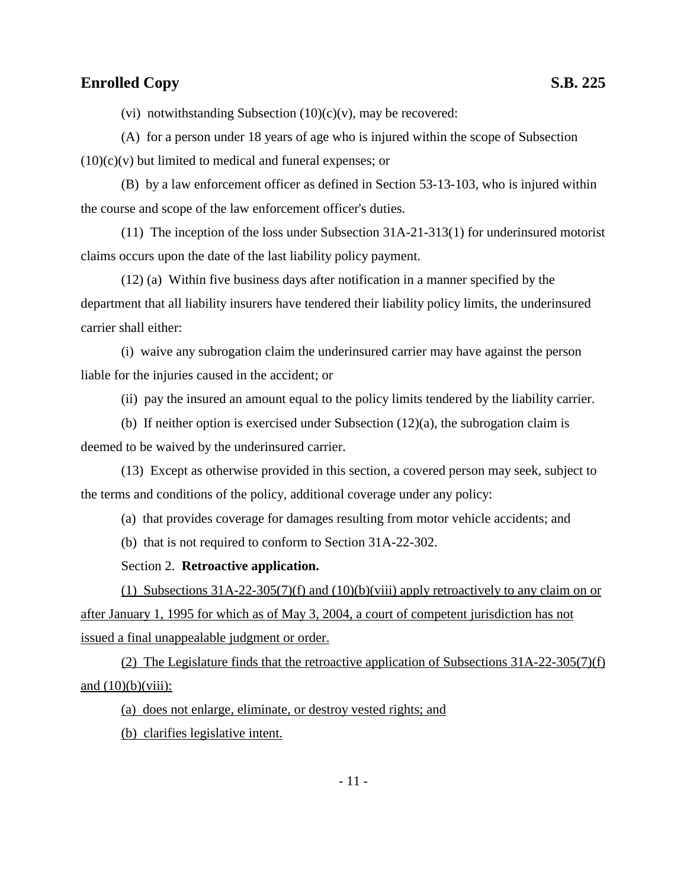(vi) notwithstanding Subsection (10)(c)(v), may be recovered:

(A) for a person under 18 years of age who is injured within the scope of Subsection (10)(c)(v) but limited to medical and funeral expenses; or

(B) by a law enforcement officer as defined in Section 53-13-103, who is injured within the course and scope of the law enforcement officer's duties.

(11) The inception of the loss under Subsection 31A-21-313(1) for underinsured motorist claims occurs upon the date of the last liability policy payment.

(12) (a) Within five business days after notification in a manner specified by the department that all liability insurers have tendered their liability policy limits, the underinsured carrier shall either:

(i) waive any subrogation claim the underinsured carrier may have against the person liable for the injuries caused in the accident; or

(ii) pay the insured an amount equal to the policy limits tendered by the liability carrier.

(b) If neither option is exercised under Subsection (12)(a), the subrogation claim is deemed to be waived by the underinsured carrier.

(13) Except as otherwise provided in this section, a covered person may seek, subject to the terms and conditions of the policy, additional coverage under any policy:

(a) that provides coverage for damages resulting from motor vehicle accidents; and

(b) that is not required to conform to Section 31A-22-302.

Section 2. **Retroactive application.**

<u>(1) Subsections 31A-22-305(7)(f) and (10)(b)(viii) apply retroactively to any claim on or after January 1, 1995 for which as of May 3, 2004, a court of competent jurisdiction has not issued a final unappealable judgment or order.</u>

<u>(2) The Legislature finds that the retroactive application of Subsections 31A-22-305(7)(f) and (10)(b)(viii):</u>

<u>(a) does not enlarge, eliminate, or destroy vested rights; and</u>

<u>(b) clarifies legislative intent.</u>